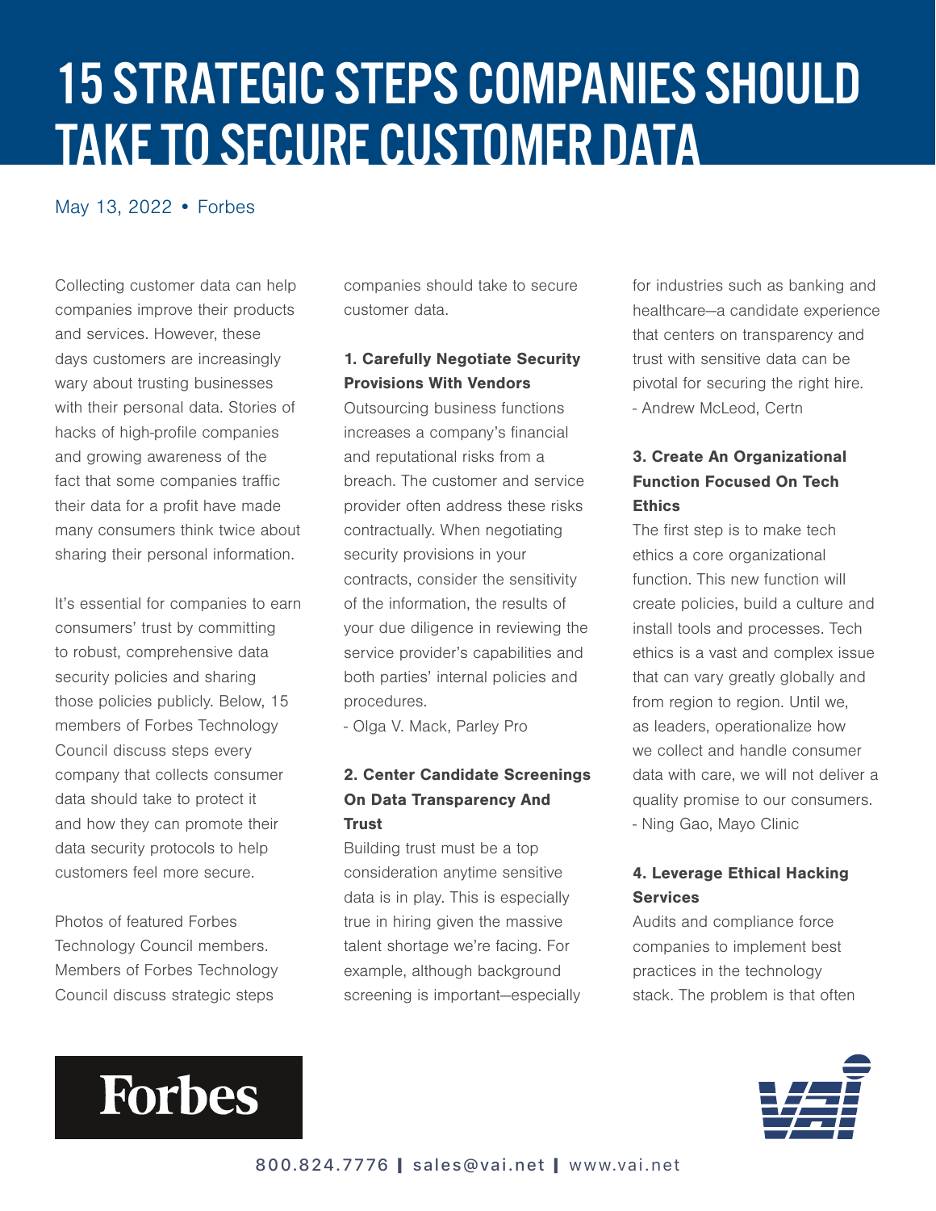# 15 STRATEGIC STEPS COMPANIES SHOULD TAKE TO SECURE CUSTOMER DATA

May 13, 2022 • Forbes

Collecting customer data can help companies improve their products and services. However, these days customers are increasingly wary about trusting businesses with their personal data. Stories of hacks of high-profile companies and growing awareness of the fact that some companies traffic their data for a profit have made many consumers think twice about sharing their personal information.

It's essential for companies to earn consumers' trust by committing to robust, comprehensive data security policies and sharing those policies publicly. Below, 15 members of Forbes Technology Council discuss steps every company that collects consumer data should take to protect it and how they can promote their data security protocols to help customers feel more secure.

Photos of featured Forbes Technology Council members. Members of Forbes Technology Council discuss strategic steps companies should take to secure customer data.

**1. Carefully Negotiate Security Provisions With Vendors**

Outsourcing business functions increases a company's financial and reputational risks from a breach. The customer and service provider often address these risks contractually. When negotiating security provisions in your contracts, consider the sensitivity of the information, the results of your due diligence in reviewing the service provider's capabilities and both parties' internal policies and procedures.
- Olga V. Mack, Parley Pro

**2. Center Candidate Screenings On Data Transparency And Trust**

Building trust must be a top consideration anytime sensitive data is in play. This is especially true in hiring given the massive talent shortage we're facing. For example, although background screening is important—especially for industries such as banking and healthcare—a candidate experience that centers on transparency and trust with sensitive data can be pivotal for securing the right hire.
- Andrew McLeod, Certn

**3. Create An Organizational Function Focused On Tech Ethics**

The first step is to make tech ethics a core organizational function. This new function will create policies, build a culture and install tools and processes. Tech ethics is a vast and complex issue that can vary greatly globally and from region to region. Until we, as leaders, operationalize how we collect and handle consumer data with care, we will not deliver a quality promise to our consumers.
- Ning Gao, Mayo Clinic

**4. Leverage Ethical Hacking Services**

Audits and compliance force companies to implement best practices in the technology stack. The problem is that often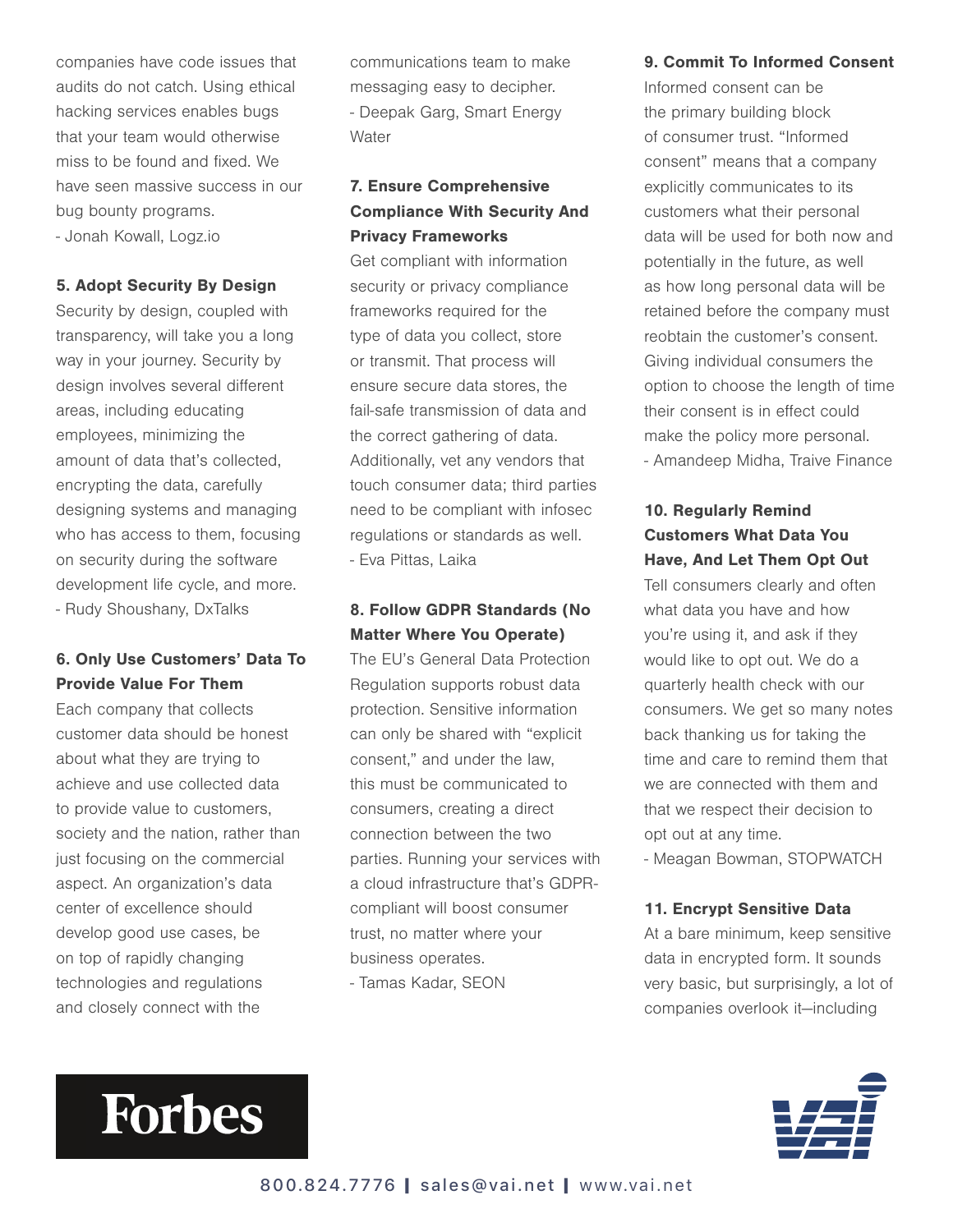companies have code issues that audits do not catch. Using ethical hacking services enables bugs that your team would otherwise miss to be found and fixed. We have seen massive success in our bug bounty programs.
- Jonah Kowall, Logz.io

**5. Adopt Security By Design**

Security by design, coupled with transparency, will take you a long way in your journey. Security by design involves several different areas, including educating employees, minimizing the amount of data that's collected, encrypting the data, carefully designing systems and managing who has access to them, focusing on security during the software development life cycle, and more.
- Rudy Shoushany, DxTalks

**6. Only Use Customers' Data To Provide Value For Them**

Each company that collects customer data should be honest about what they are trying to achieve and use collected data to provide value to customers, society and the nation, rather than just focusing on the commercial aspect. An organization's data center of excellence should develop good use cases, be on top of rapidly changing technologies and regulations and closely connect with the communications team to make messaging easy to decipher.
- Deepak Garg, Smart Energy Water

**7. Ensure Comprehensive Compliance With Security And Privacy Frameworks**

Get compliant with information security or privacy compliance frameworks required for the type of data you collect, store or transmit. That process will ensure secure data stores, the fail-safe transmission of data and the correct gathering of data. Additionally, vet any vendors that touch consumer data; third parties need to be compliant with infosec regulations or standards as well.
- Eva Pittas, Laika

**8. Follow GDPR Standards (No Matter Where You Operate)**

The EU's General Data Protection Regulation supports robust data protection. Sensitive information can only be shared with "explicit consent," and under the law, this must be communicated to consumers, creating a direct connection between the two parties. Running your services with a cloud infrastructure that's GDPR-compliant will boost consumer trust, no matter where your business operates.
- Tamas Kadar, SEON

**9. Commit To Informed Consent**

Informed consent can be the primary building block of consumer trust. "Informed consent" means that a company explicitly communicates to its customers what their personal data will be used for both now and potentially in the future, as well as how long personal data will be retained before the company must reobtain the customer's consent. Giving individual consumers the option to choose the length of time their consent is in effect could make the policy more personal.
- Amandeep Midha, Traive Finance

**10. Regularly Remind Customers What Data You Have, And Let Them Opt Out**

Tell consumers clearly and often what data you have and how you're using it, and ask if they would like to opt out. We do a quarterly health check with our consumers. We get so many notes back thanking us for taking the time and care to remind them that we are connected with them and that we respect their decision to opt out at any time.
- Meagan Bowman, STOPWATCH

**11. Encrypt Sensitive Data**

At a bare minimum, keep sensitive data in encrypted form. It sounds very basic, but surprisingly, a lot of companies overlook it—including

Forbes

800.824.7776 | sales@vai.net | www.vai.net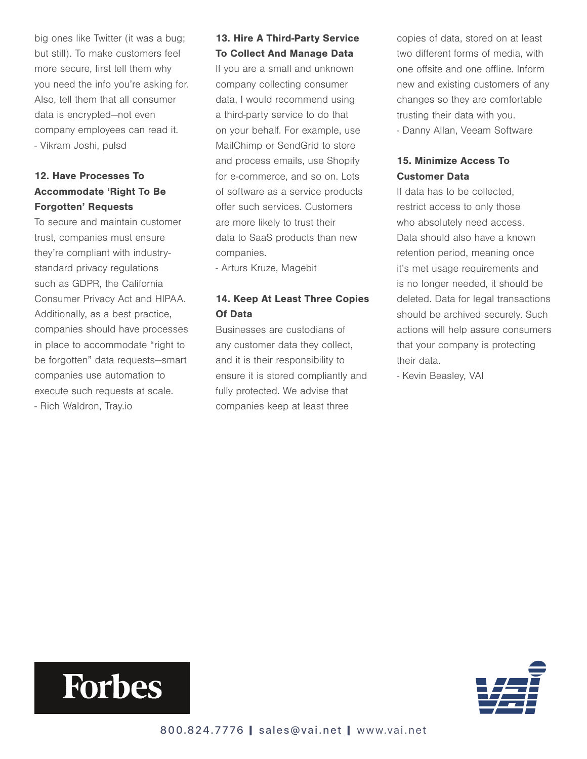big ones like Twitter (it was a bug; but still). To make customers feel more secure, first tell them why you need the info you're asking for. Also, tell them that all consumer data is encrypted—not even company employees can read it.
- Vikram Joshi, pulsd

**12. Have Processes To Accommodate 'Right To Be Forgotten' Requests**

To secure and maintain customer trust, companies must ensure they're compliant with industry-standard privacy regulations such as GDPR, the California Consumer Privacy Act and HIPAA. Additionally, as a best practice, companies should have processes in place to accommodate "right to be forgotten" data requests—smart companies use automation to execute such requests at scale.
- Rich Waldron, Tray.io

**13. Hire A Third-Party Service To Collect And Manage Data**

If you are a small and unknown company collecting consumer data, I would recommend using a third-party service to do that on your behalf. For example, use MailChimp or SendGrid to store and process emails, use Shopify for e-commerce, and so on. Lots of software as a service products offer such services. Customers are more likely to trust their data to SaaS products than new companies.
- Arturs Kruze, Magebit

**14. Keep At Least Three Copies Of Data**

Businesses are custodians of any customer data they collect, and it is their responsibility to ensure it is stored compliantly and fully protected. We advise that companies keep at least three copies of data, stored on at least two different forms of media, with one offsite and one offline. Inform new and existing customers of any changes so they are comfortable trusting their data with you.
- Danny Allan, Veeam Software

**15. Minimize Access To Customer Data**

If data has to be collected, restrict access to only those who absolutely need access. Data should also have a known retention period, meaning once it's met usage requirements and is no longer needed, it should be deleted. Data for legal transactions should be archived securely. Such actions will help assure consumers that your company is protecting their data.
- Kevin Beasley, VAI

Forbes

800.824.7776 | sales@vai.net | www.vai.net